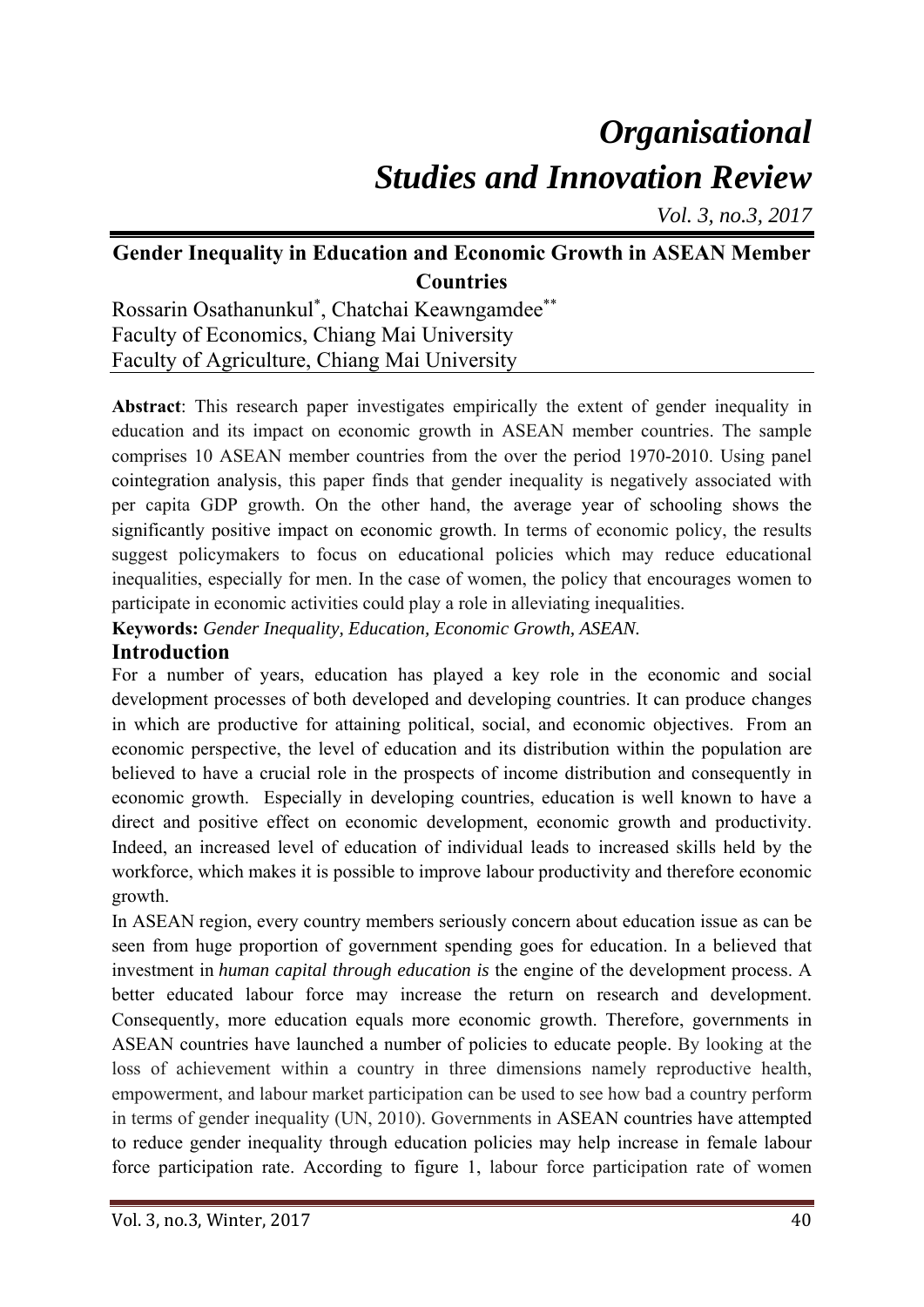# *Organisational Studies and Innovation Review*

*Vol. 3, no.3, 2017*

## Gender Inequality in Education and Economic Growth in ASEAN Member Countries

Rossarin Osathanunkul*, Chatchai Keawngamdee**
Faculty of Economics, Chiang Mai University
Faculty of Agriculture, Chiang Mai University

**Abstract**: This research paper investigates empirically the extent of gender inequality in education and its impact on economic growth in ASEAN member countries. The sample comprises 10 ASEAN member countries from the over the period 1970-2010. Using panel cointegration analysis, this paper finds that gender inequality is negatively associated with per capita GDP growth. On the other hand, the average year of schooling shows the significantly positive impact on economic growth. In terms of economic policy, the results suggest policymakers to focus on educational policies which may reduce educational inequalities, especially for men. In the case of women, the policy that encourages women to participate in economic activities could play a role in alleviating inequalities.

**Keywords:** *Gender Inequality, Education, Economic Growth, ASEAN.*

### Introduction

For a number of years, education has played a key role in the economic and social development processes of both developed and developing countries. It can produce changes in which are productive for attaining political, social, and economic objectives. From an economic perspective, the level of education and its distribution within the population are believed to have a crucial role in the prospects of income distribution and consequently in economic growth. Especially in developing countries, education is well known to have a direct and positive effect on economic development, economic growth and productivity. Indeed, an increased level of education of individual leads to increased skills held by the workforce, which makes it is possible to improve labour productivity and therefore economic growth.

In ASEAN region, every country members seriously concern about education issue as can be seen from huge proportion of government spending goes for education. In a believed that investment in *human capital through education is* the engine of the development process. A better educated labour force may increase the return on research and development. Consequently, more education equals more economic growth. Therefore, governments in ASEAN countries have launched a number of policies to educate people. By looking at the loss of achievement within a country in three dimensions namely reproductive health, empowerment, and labour market participation can be used to see how bad a country perform in terms of gender inequality (UN, 2010). Governments in ASEAN countries have attempted to reduce gender inequality through education policies may help increase in female labour force participation rate. According to figure 1, labour force participation rate of women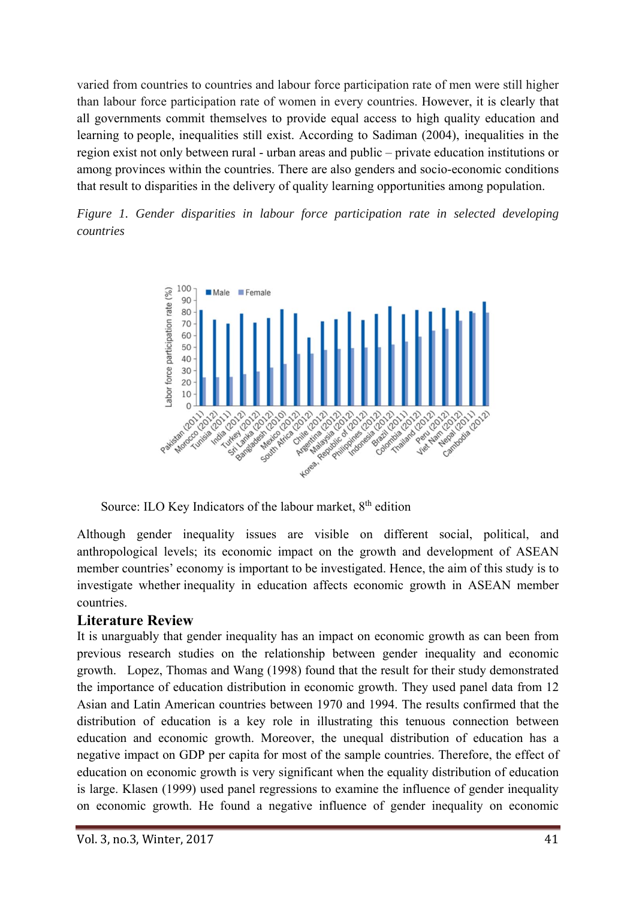varied from countries to countries and labour force participation rate of men were still higher than labour force participation rate of women in every countries. However, it is clearly that all governments commit themselves to provide equal access to high quality education and learning to people, inequalities still exist. According to Sadiman (2004), inequalities in the region exist not only between rural - urban areas and public – private education institutions or among provinces within the countries. There are also genders and socio-economic conditions that result to disparities in the delivery of quality learning opportunities among population.

*Figure 1. Gender disparities in labour force participation rate in selected developing countries*

Source: ILO Key Indicators of the labour market, 8th edition

Although gender inequality issues are visible on different social, political, and anthropological levels; its economic impact on the growth and development of ASEAN member countries' economy is important to be investigated. Hence, the aim of this study is to investigate whether inequality in education affects economic growth in ASEAN member countries.

## Literature Review

It is unarguably that gender inequality has an impact on economic growth as can been from previous research studies on the relationship between gender inequality and economic growth. Lopez, Thomas and Wang (1998) found that the result for their study demonstrated the importance of education distribution in economic growth. They used panel data from 12 Asian and Latin American countries between 1970 and 1994. The results confirmed that the distribution of education is a key role in illustrating this tenuous connection between education and economic growth. Moreover, the unequal distribution of education has a negative impact on GDP per capita for most of the sample countries. Therefore, the effect of education on economic growth is very significant when the equality distribution of education is large. Klasen (1999) used panel regressions to examine the influence of gender inequality on economic growth. He found a negative influence of gender inequality on economic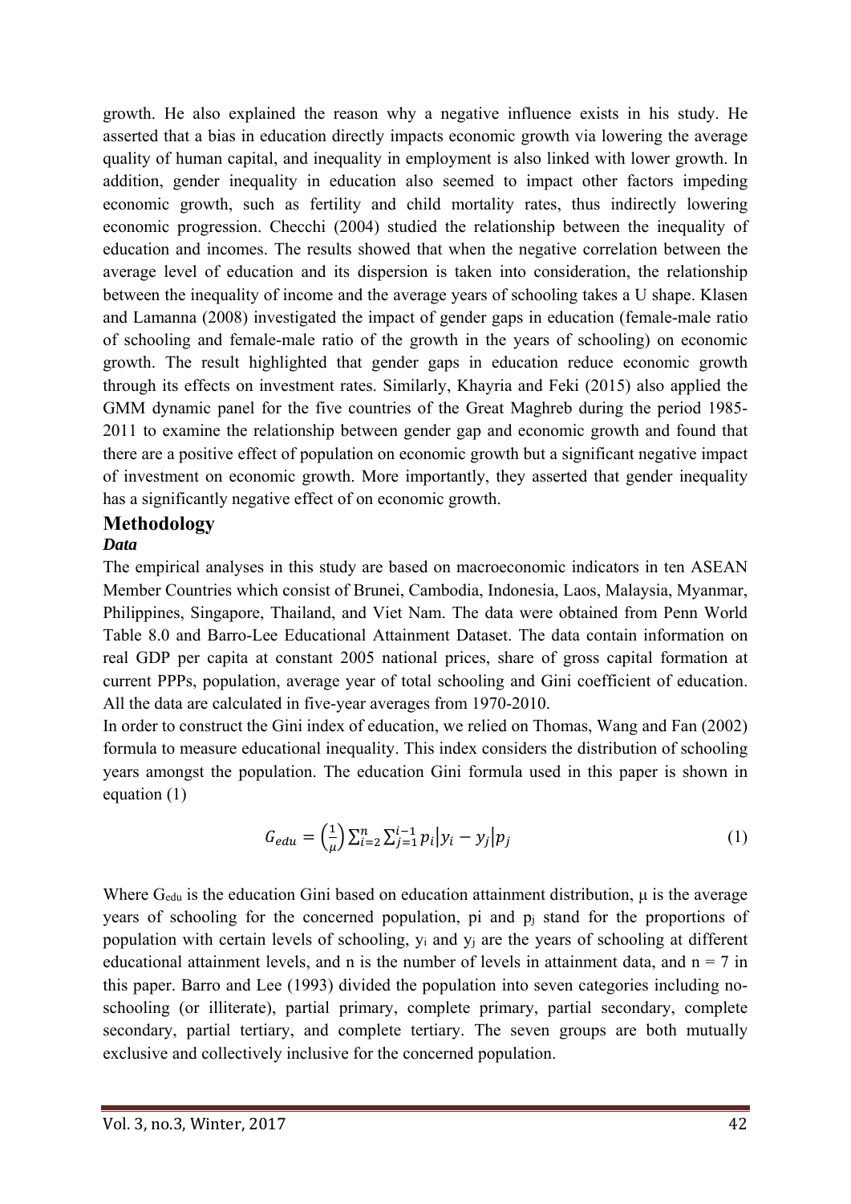growth. He also explained the reason why a negative influence exists in his study. He asserted that a bias in education directly impacts economic growth via lowering the average quality of human capital, and inequality in employment is also linked with lower growth. In addition, gender inequality in education also seemed to impact other factors impeding economic growth, such as fertility and child mortality rates, thus indirectly lowering economic progression. Checchi (2004) studied the relationship between the inequality of education and incomes. The results showed that when the negative correlation between the average level of education and its dispersion is taken into consideration, the relationship between the inequality of income and the average years of schooling takes a U shape. Klasen and Lamanna (2008) investigated the impact of gender gaps in education (female-male ratio of schooling and female-male ratio of the growth in the years of schooling) on economic growth. The result highlighted that gender gaps in education reduce economic growth through its effects on investment rates. Similarly, Khayria and Feki (2015) also applied the GMM dynamic panel for the five countries of the Great Maghreb during the period 1985-2011 to examine the relationship between gender gap and economic growth and found that there are a positive effect of population on economic growth but a significant negative impact of investment on economic growth. More importantly, they asserted that gender inequality has a significantly negative effect of on economic growth.

## Methodology

### *Data*

The empirical analyses in this study are based on macroeconomic indicators in ten ASEAN Member Countries which consist of Brunei, Cambodia, Indonesia, Laos, Malaysia, Myanmar, Philippines, Singapore, Thailand, and Viet Nam. The data were obtained from Penn World Table 8.0 and Barro-Lee Educational Attainment Dataset. The data contain information on real GDP per capita at constant 2005 national prices, share of gross capital formation at current PPPs, population, average year of total schooling and Gini coefficient of education. All the data are calculated in five-year averages from 1970-2010.

In order to construct the Gini index of education, we relied on Thomas, Wang and Fan (2002) formula to measure educational inequality. This index considers the distribution of schooling years amongst the population. The education Gini formula used in this paper is shown in equation (1)

$$G_{edu} = \left(\frac{1}{\mu}\right)\sum_{i=2}^{n}\sum_{j=1}^{i-1} p_i\left|y_i - y_j\right|p_j \tag{1}$$

Where $G_{edu}$ is the education Gini based on education attainment distribution, $\mu$ is the average years of schooling for the concerned population, $p_i$ and $p_j$ stand for the proportions of population with certain levels of schooling, $y_i$ and $y_j$ are the years of schooling at different educational attainment levels, and n is the number of levels in attainment data, and $n = 7$ in this paper. Barro and Lee (1993) divided the population into seven categories including no-schooling (or illiterate), partial primary, complete primary, partial secondary, complete secondary, partial tertiary, and complete tertiary. The seven groups are both mutually exclusive and collectively inclusive for the concerned population.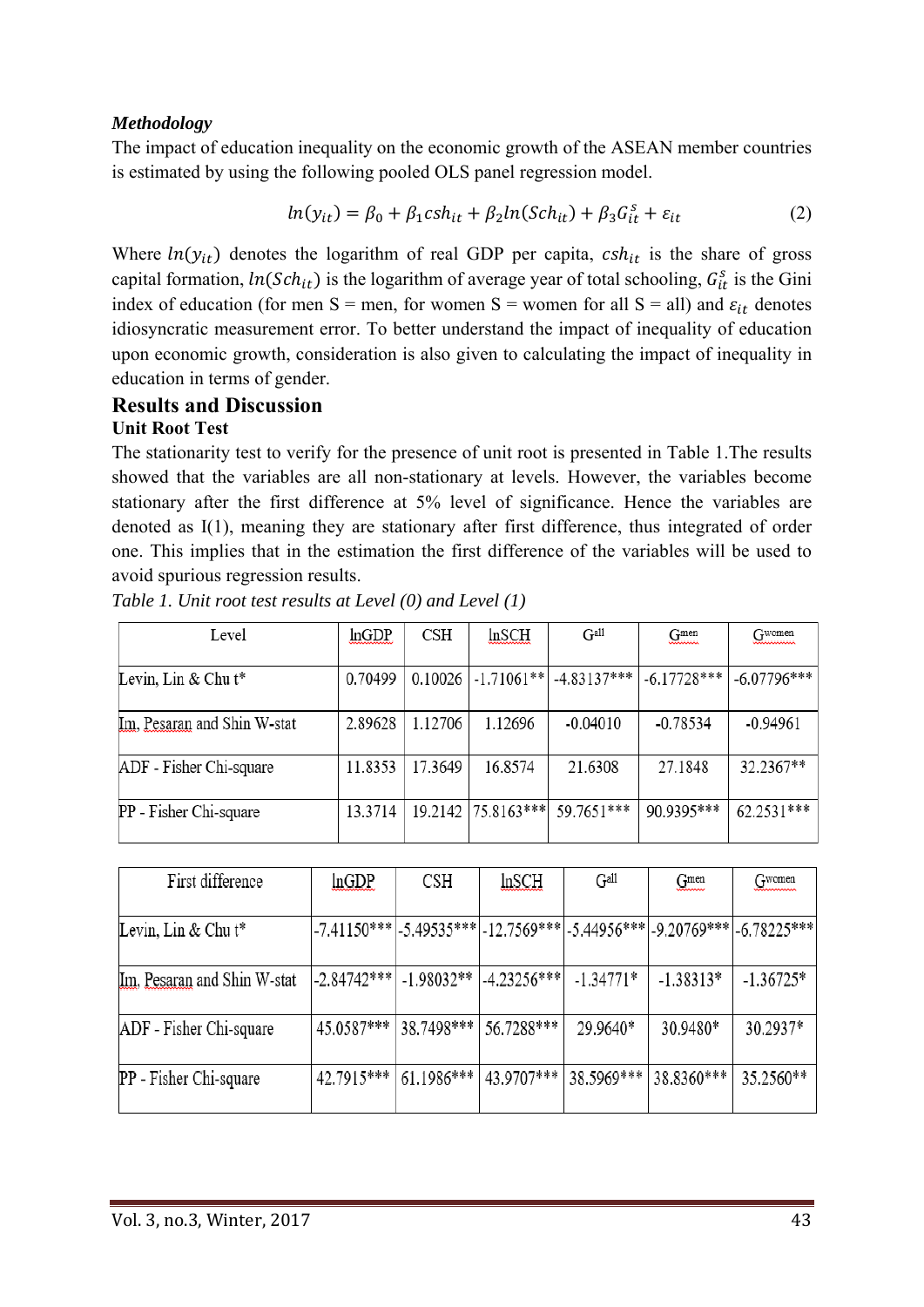### *Methodology*

The impact of education inequality on the economic growth of the ASEAN member countries is estimated by using the following pooled OLS panel regression model.

$$ln(y_{it}) = \beta_0 + \beta_1 csh_{it} + \beta_2 ln(Sch_{it}) + \beta_3 G_{it}^{s} + \varepsilon_{it} \quad (2)$$

Where $ln(y_{it})$ denotes the logarithm of real GDP per capita, $csh_{it}$ is the share of gross capital formation, $ln(Sch_{it})$ is the logarithm of average year of total schooling, $G_{it}^{s}$ is the Gini index of education (for men S = men, for women S = women for all S = all) and $\varepsilon_{it}$ denotes idiosyncratic measurement error. To better understand the impact of inequality of education upon economic growth, consideration is also given to calculating the impact of inequality in education in terms of gender.

## Results and Discussion

### Unit Root Test

The stationarity test to verify for the presence of unit root is presented in Table 1.The results showed that the variables are all non-stationary at levels. However, the variables become stationary after the first difference at 5% level of significance. Hence the variables are denoted as I(1), meaning they are stationary after first difference, thus integrated of order one. This implies that in the estimation the first difference of the variables will be used to avoid spurious regression results.

*Table 1. Unit root test results at Level (0) and Level (1)*

| Level | lnGDP | CSH | lnSCH | $G^{all}$ | $G^{men}$ | $G^{women}$ |
|---|---|---|---|---|---|---|
| Levin, Lin & Chu t* | 0.70499 | 0.10026 | -1.71061** | -4.83137*** | -6.17728*** | -6.07796*** |
| Im, Pesaran and Shin W-stat | 2.89628 | 1.12706 | 1.12696 | -0.04010 | -0.78534 | -0.94961 |
| ADF - Fisher Chi-square | 11.8353 | 17.3649 | 16.8574 | 21.6308 | 27.1848 | 32.2367** |
| PP - Fisher Chi-square | 13.3714 | 19.2142 | 75.8163*** | 59.7651*** | 90.9395*** | 62.2531*** |

| First difference | lnGDP | CSH | lnSCH | $G^{all}$ | $G^{men}$ | $G^{women}$ |
|---|---|---|---|---|---|---|
| Levin, Lin & Chu t* | -7.41150*** | -5.49535*** | -12.7569*** | -5.44956*** | -9.20769*** | -6.78225*** |
| Im, Pesaran and Shin W-stat | -2.84742*** | -1.98032** | -4.23256*** | -1.34771* | -1.38313* | -1.36725* |
| ADF - Fisher Chi-square | 45.0587*** | 38.7498*** | 56.7288*** | 29.9640* | 30.9480* | 30.2937* |
| PP - Fisher Chi-square | 42.7915*** | 61.1986*** | 43.9707*** | 38.5969*** | 38.8360*** | 35.2560** |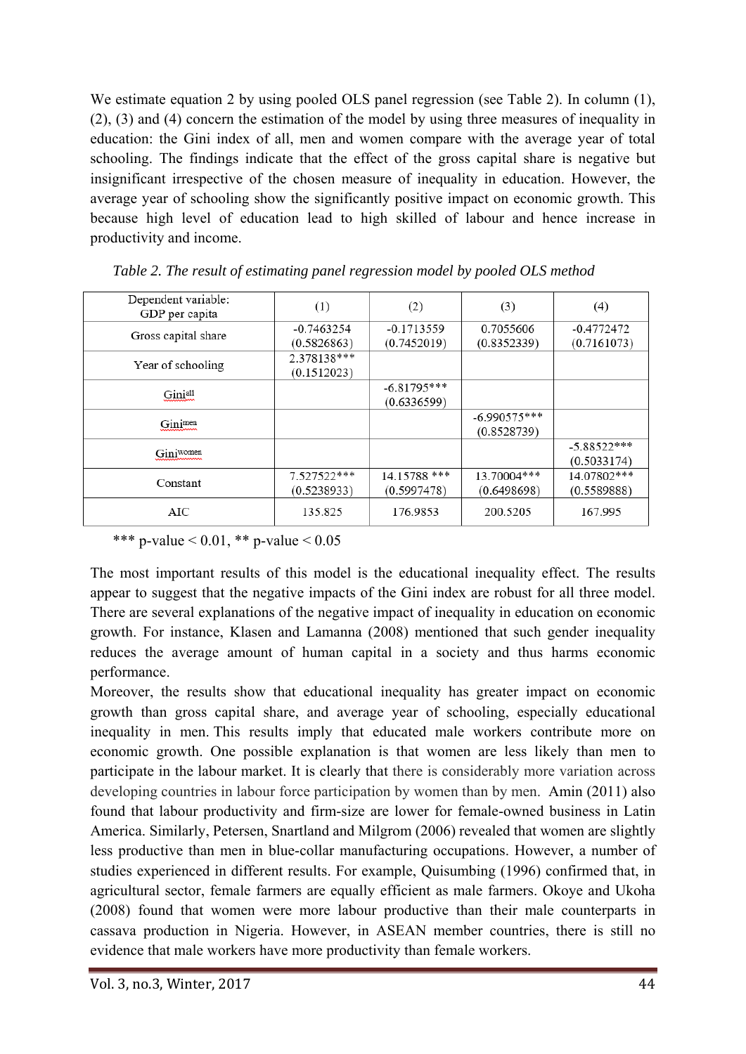We estimate equation 2 by using pooled OLS panel regression (see Table 2). In column (1), (2), (3) and (4) concern the estimation of the model by using three measures of inequality in education: the Gini index of all, men and women compare with the average year of total schooling. The findings indicate that the effect of the gross capital share is negative but insignificant irrespective of the chosen measure of inequality in education. However, the average year of schooling show the significantly positive impact on economic growth. This because high level of education lead to high skilled of labour and hence increase in productivity and income.

*Table 2. The result of estimating panel regression model by pooled OLS method*

| Dependent variable: GDP per capita | (1) | (2) | (3) | (4) |
|---|---|---|---|---|
| Gross capital share | -0.7463254 (0.5826863) | -0.1713559 (0.7452019) | 0.7055606 (0.8352339) | -0.4772472 (0.7161073) |
| Year of schooling | 2.378138*** (0.1512023) | | | |
| $Gini^{all}$ | | -6.81795*** (0.6336599) | | |
| $Gini^{men}$ | | | -6.990575*** (0.8528739) | |
| $Gini^{women}$ | | | | -5.88522*** (0.5033174) |
| Constant | 7.527522*** (0.5238933) | 14.15788 *** (0.5997478) | 13.70004*** (0.6498698) | 14.07802*** (0.5589888) |
| AIC | 135.825 | 176.9853 | 200.5205 | 167.995 |

*** p-value < 0.01, ** p-value < 0.05

The most important results of this model is the educational inequality effect. The results appear to suggest that the negative impacts of the Gini index are robust for all three model. There are several explanations of the negative impact of inequality in education on economic growth. For instance, Klasen and Lamanna (2008) mentioned that such gender inequality reduces the average amount of human capital in a society and thus harms economic performance.

Moreover, the results show that educational inequality has greater impact on economic growth than gross capital share, and average year of schooling, especially educational inequality in men. This results imply that educated male workers contribute more on economic growth. One possible explanation is that women are less likely than men to participate in the labour market. It is clearly that there is considerably more variation across developing countries in labour force participation by women than by men. Amin (2011) also found that labour productivity and firm-size are lower for female-owned business in Latin America. Similarly, Petersen, Snartland and Milgrom (2006) revealed that women are slightly less productive than men in blue-collar manufacturing occupations. However, a number of studies experienced in different results. For example, Quisumbing (1996) confirmed that, in agricultural sector, female farmers are equally efficient as male farmers. Okoye and Ukoha (2008) found that women were more labour productive than their male counterparts in cassava production in Nigeria. However, in ASEAN member countries, there is still no evidence that male workers have more productivity than female workers.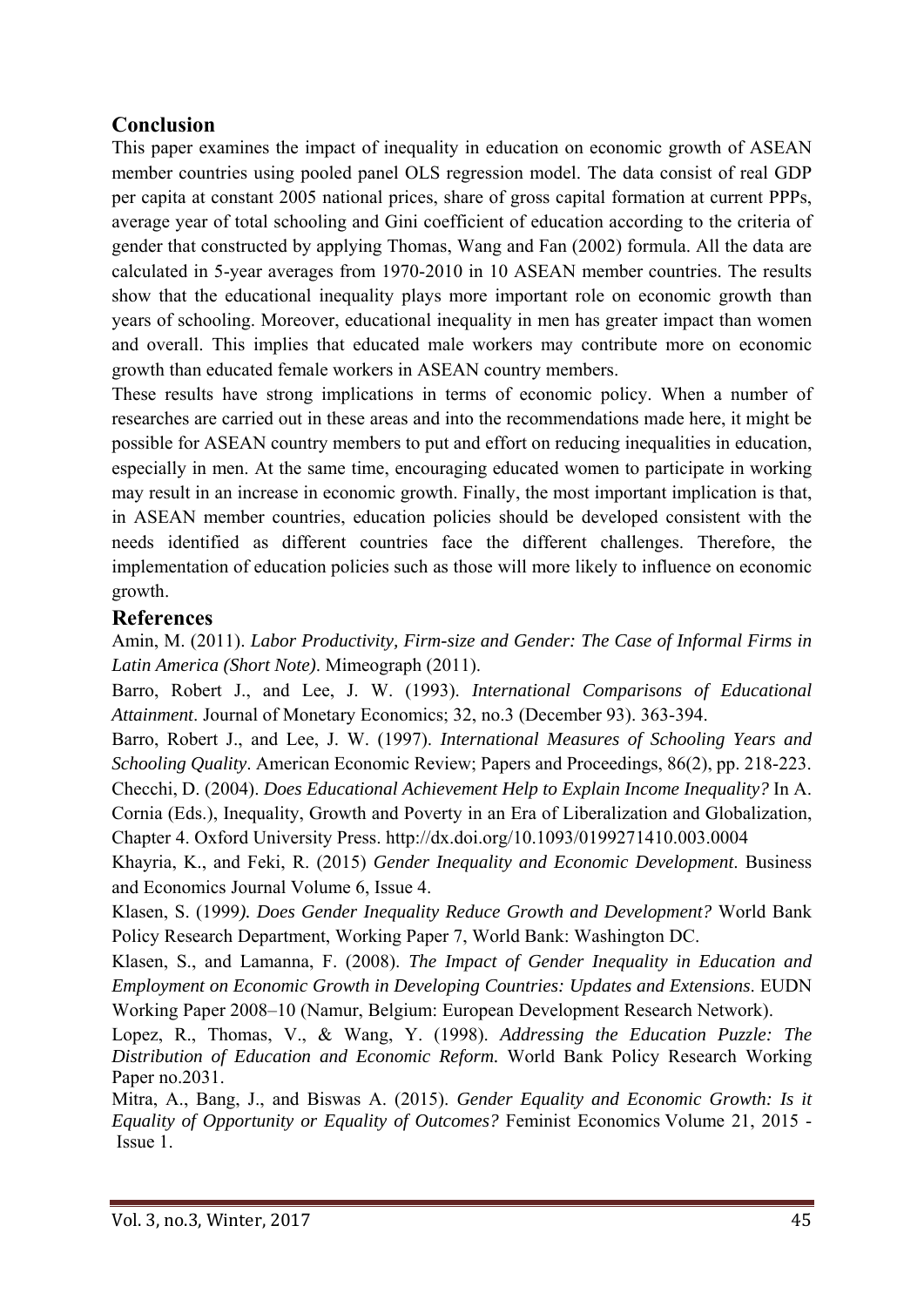## Conclusion

This paper examines the impact of inequality in education on economic growth of ASEAN member countries using pooled panel OLS regression model. The data consist of real GDP per capita at constant 2005 national prices, share of gross capital formation at current PPPs, average year of total schooling and Gini coefficient of education according to the criteria of gender that constructed by applying Thomas, Wang and Fan (2002) formula. All the data are calculated in 5-year averages from 1970-2010 in 10 ASEAN member countries. The results show that the educational inequality plays more important role on economic growth than years of schooling. Moreover, educational inequality in men has greater impact than women and overall. This implies that educated male workers may contribute more on economic growth than educated female workers in ASEAN country members.

These results have strong implications in terms of economic policy. When a number of researches are carried out in these areas and into the recommendations made here, it might be possible for ASEAN country members to put and effort on reducing inequalities in education, especially in men. At the same time, encouraging educated women to participate in working may result in an increase in economic growth. Finally, the most important implication is that, in ASEAN member countries, education policies should be developed consistent with the needs identified as different countries face the different challenges. Therefore, the implementation of education policies such as those will more likely to influence on economic growth.

## References

Amin, M. (2011). *Labor Productivity, Firm-size and Gender: The Case of Informal Firms in Latin America (Short Note)*. Mimeograph (2011).

Barro, Robert J., and Lee, J. W. (1993). *International Comparisons of Educational Attainment*. Journal of Monetary Economics; 32, no.3 (December 93). 363-394.

Barro, Robert J., and Lee, J. W. (1997). *International Measures of Schooling Years and Schooling Quality*. American Economic Review; Papers and Proceedings, 86(2), pp. 218-223.

Checchi, D. (2004). *Does Educational Achievement Help to Explain Income Inequality?* In A. Cornia (Eds.), Inequality, Growth and Poverty in an Era of Liberalization and Globalization, Chapter 4. Oxford University Press. http://dx.doi.org/10.1093/0199271410.003.0004

Khayria, K., and Feki, R. (2015) *Gender Inequality and Economic Development*. Business and Economics Journal Volume 6, Issue 4.

Klasen, S. (1999*). Does Gender Inequality Reduce Growth and Development?* World Bank Policy Research Department, Working Paper 7, World Bank: Washington DC.

Klasen, S., and Lamanna, F. (2008). *The Impact of Gender Inequality in Education and Employment on Economic Growth in Developing Countries: Updates and Extensions*. EUDN Working Paper 2008–10 (Namur, Belgium: European Development Research Network).

Lopez, R., Thomas, V., & Wang, Y. (1998). *Addressing the Education Puzzle: The Distribution of Education and Economic Reform.* World Bank Policy Research Working Paper no.2031.

Mitra, A., Bang, J., and Biswas A. (2015). *Gender Equality and Economic Growth: Is it Equality of Opportunity or Equality of Outcomes?* Feminist Economics Volume 21, 2015 - Issue 1.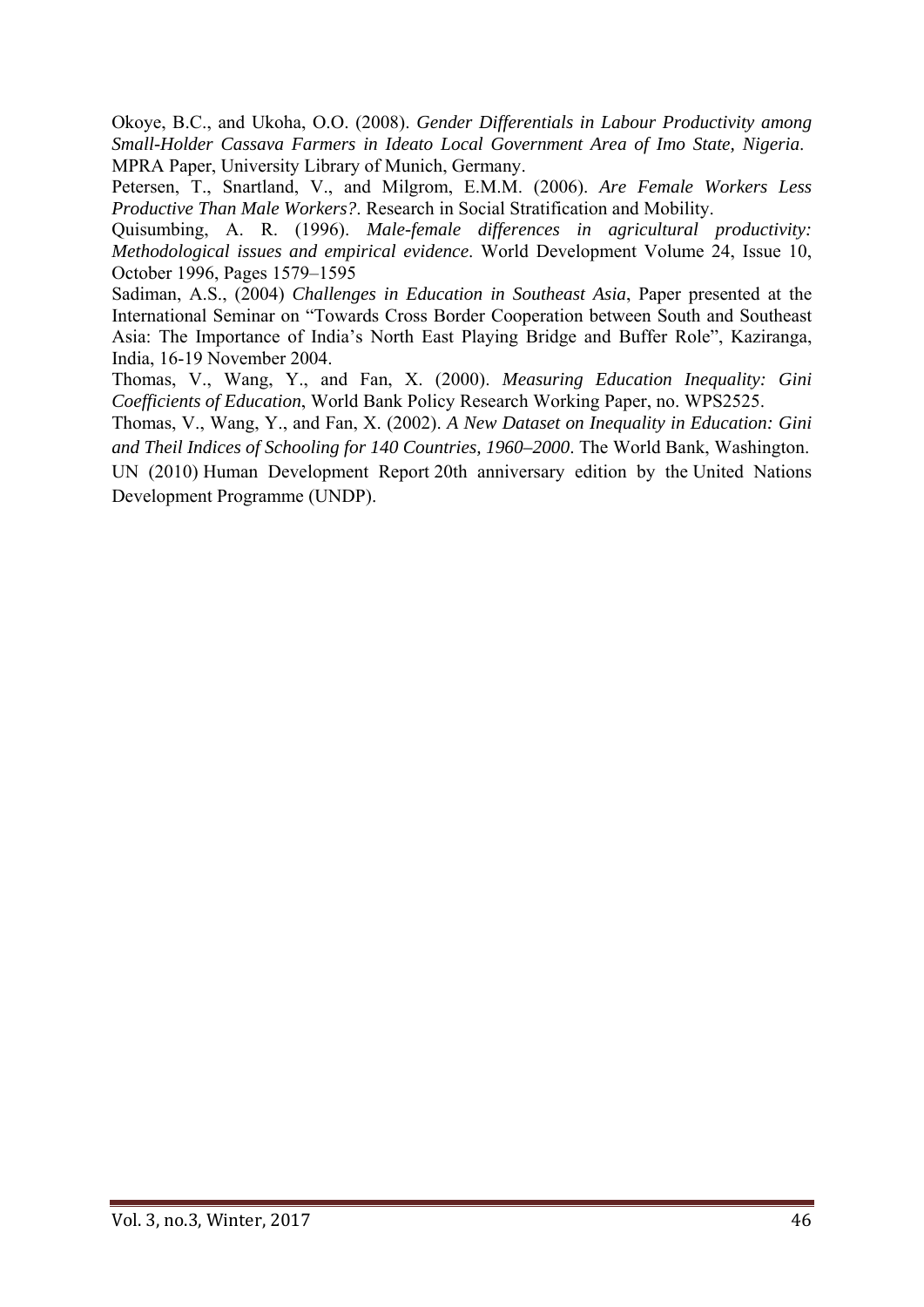Okoye, B.C., and Ukoha, O.O. (2008). *Gender Differentials in Labour Productivity among Small-Holder Cassava Farmers in Ideato Local Government Area of Imo State, Nigeria*. MPRA Paper, University Library of Munich, Germany.

Petersen, T., Snartland, V., and Milgrom, E.M.M. (2006). *Are Female Workers Less Productive Than Male Workers?*. Research in Social Stratification and Mobility.

Quisumbing, A. R. (1996). *Male-female differences in agricultural productivity: Methodological issues and empirical evidence*. World Development Volume 24, Issue 10, October 1996, Pages 1579–1595

Sadiman, A.S., (2004) *Challenges in Education in Southeast Asia*, Paper presented at the International Seminar on "Towards Cross Border Cooperation between South and Southeast Asia: The Importance of India's North East Playing Bridge and Buffer Role", Kaziranga, India, 16-19 November 2004.

Thomas, V., Wang, Y., and Fan, X. (2000). *Measuring Education Inequality: Gini Coefficients of Education*, World Bank Policy Research Working Paper, no. WPS2525.

Thomas, V., Wang, Y., and Fan, X. (2002). *A New Dataset on Inequality in Education: Gini and Theil Indices of Schooling for 140 Countries, 1960–2000*. The World Bank, Washington.

UN (2010) Human Development Report 20th anniversary edition by the United Nations Development Programme (UNDP).